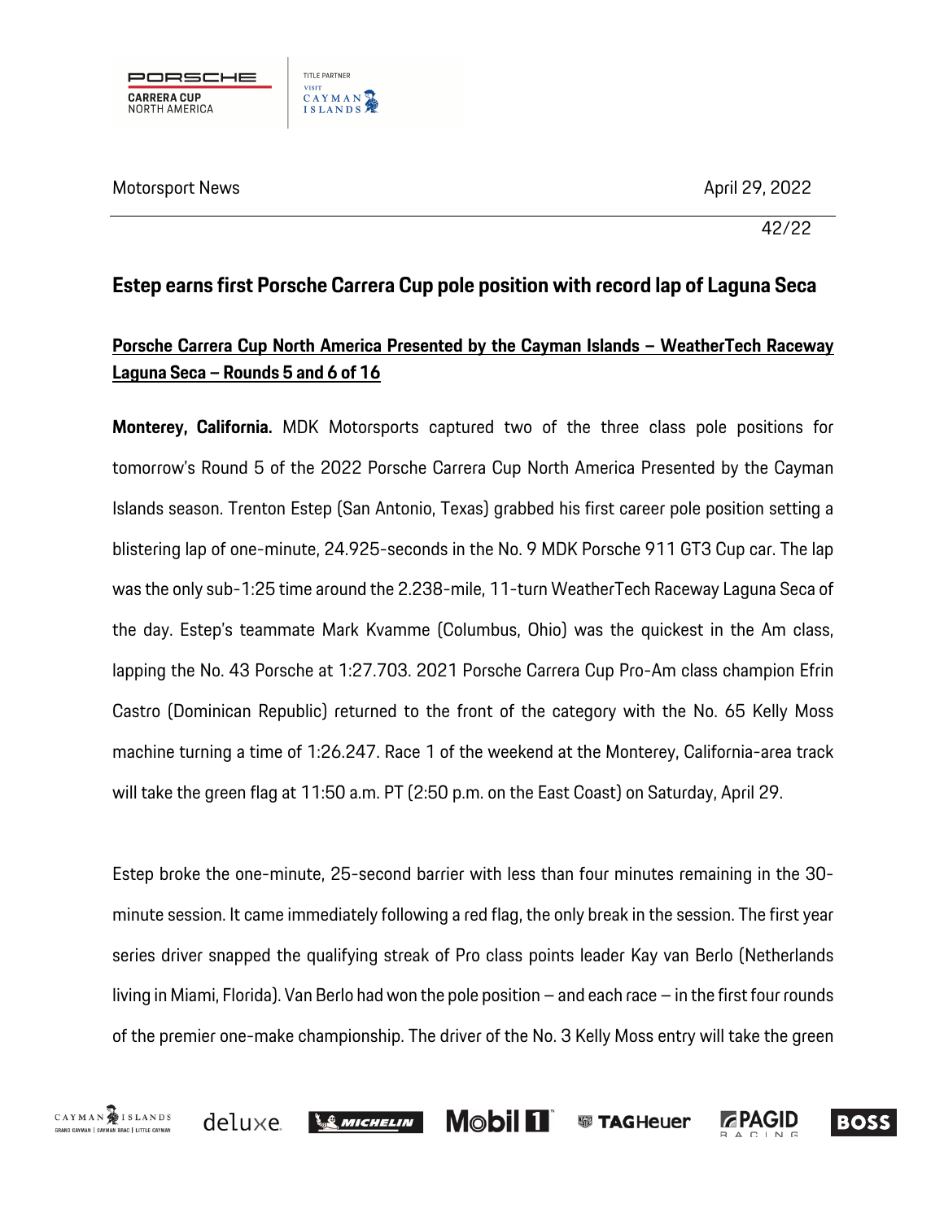Motorsport News

April 29, 2022

42/22

## Estep earns first Porsche Carrera Cup pole position with record lap of Laguna Seca

**Porsche Carrera Cup North America Presented by the Cayman Islands – WeatherTech Raceway Laguna Seca – Rounds 5 and 6 of 16**

**Monterey, California.** MDK Motorsports captured two of the three class pole positions for tomorrow's Round 5 of the 2022 Porsche Carrera Cup North America Presented by the Cayman Islands season. Trenton Estep (San Antonio, Texas) grabbed his first career pole position setting a blistering lap of one-minute, 24.925-seconds in the No. 9 MDK Porsche 911 GT3 Cup car. The lap was the only sub-1:25 time around the 2.238-mile, 11-turn WeatherTech Raceway Laguna Seca of the day. Estep's teammate Mark Kvamme (Columbus, Ohio) was the quickest in the Am class, lapping the No. 43 Porsche at 1:27.703. 2021 Porsche Carrera Cup Pro-Am class champion Efrin Castro (Dominican Republic) returned to the front of the category with the No. 65 Kelly Moss machine turning a time of 1:26.247. Race 1 of the weekend at the Monterey, California-area track will take the green flag at 11:50 a.m. PT (2:50 p.m. on the East Coast) on Saturday, April 29.

Estep broke the one-minute, 25-second barrier with less than four minutes remaining in the 30-minute session. It came immediately following a red flag, the only break in the session. The first year series driver snapped the qualifying streak of Pro class points leader Kay van Berlo (Netherlands living in Miami, Florida). Van Berlo had won the pole position – and each race – in the first four rounds of the premier one-make championship. The driver of the No. 3 Kelly Moss entry will take the green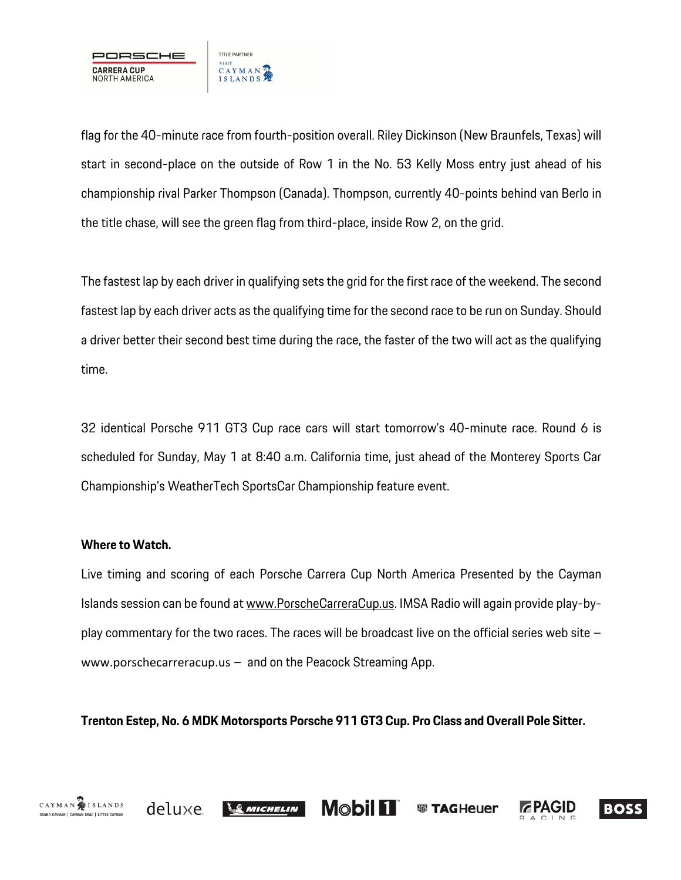flag for the 40-minute race from fourth-position overall. Riley Dickinson (New Braunfels, Texas) will start in second-place on the outside of Row 1 in the No. 53 Kelly Moss entry just ahead of his championship rival Parker Thompson (Canada). Thompson, currently 40-points behind van Berlo in the title chase, will see the green flag from third-place, inside Row 2, on the grid.

The fastest lap by each driver in qualifying sets the grid for the first race of the weekend. The second fastest lap by each driver acts as the qualifying time for the second race to be run on Sunday. Should a driver better their second best time during the race, the faster of the two will act as the qualifying time.

32 identical Porsche 911 GT3 Cup race cars will start tomorrow's 40-minute race. Round 6 is scheduled for Sunday, May 1 at 8:40 a.m. California time, just ahead of the Monterey Sports Car Championship's WeatherTech SportsCar Championship feature event.

**Where to Watch.**

Live timing and scoring of each Porsche Carrera Cup North America Presented by the Cayman Islands session can be found at www.PorscheCarreraCup.us. IMSA Radio will again provide play-by-play commentary for the two races. The races will be broadcast live on the official series web site – www.porschecarreracup.us – and on the Peacock Streaming App.

**Trenton Estep, No. 6 MDK Motorsports Porsche 911 GT3 Cup. Pro Class and Overall Pole Sitter.**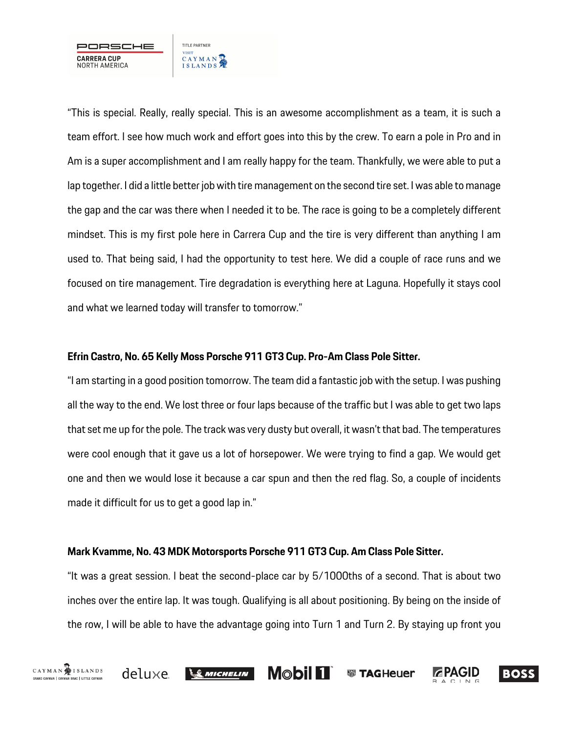"This is special. Really, really special. This is an awesome accomplishment as a team, it is such a team effort. I see how much work and effort goes into this by the crew. To earn a pole in Pro and in Am is a super accomplishment and I am really happy for the team. Thankfully, we were able to put a lap together. I did a little better job with tire management on the second tire set. I was able to manage the gap and the car was there when I needed it to be. The race is going to be a completely different mindset. This is my first pole here in Carrera Cup and the tire is very different than anything I am used to. That being said, I had the opportunity to test here. We did a couple of race runs and we focused on tire management. Tire degradation is everything here at Laguna. Hopefully it stays cool and what we learned today will transfer to tomorrow."

**Efrin Castro, No. 65 Kelly Moss Porsche 911 GT3 Cup. Pro-Am Class Pole Sitter.**

"I am starting in a good position tomorrow. The team did a fantastic job with the setup. I was pushing all the way to the end. We lost three or four laps because of the traffic but I was able to get two laps that set me up for the pole. The track was very dusty but overall, it wasn't that bad. The temperatures were cool enough that it gave us a lot of horsepower. We were trying to find a gap. We would get one and then we would lose it because a car spun and then the red flag. So, a couple of incidents made it difficult for us to get a good lap in."

**Mark Kvamme, No. 43 MDK Motorsports Porsche 911 GT3 Cup. Am Class Pole Sitter.**

"It was a great session. I beat the second-place car by 5/1000ths of a second. That is about two inches over the entire lap. It was tough. Qualifying is all about positioning. By being on the inside of the row, I will be able to have the advantage going into Turn 1 and Turn 2. By staying up front you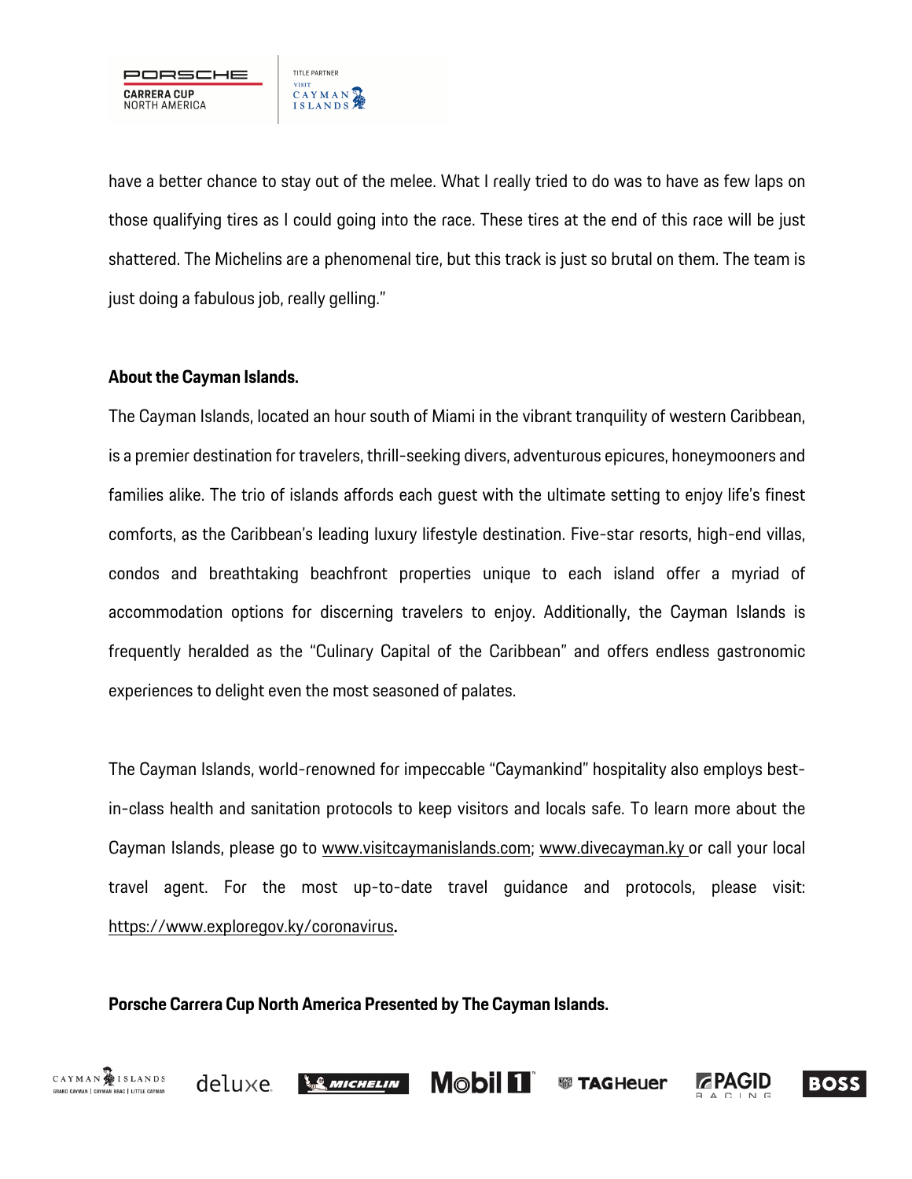have a better chance to stay out of the melee. What I really tried to do was to have as few laps on those qualifying tires as I could going into the race. These tires at the end of this race will be just shattered. The Michelins are a phenomenal tire, but this track is just so brutal on them. The team is just doing a fabulous job, really gelling."

**About the Cayman Islands.**

The Cayman Islands, located an hour south of Miami in the vibrant tranquility of western Caribbean, is a premier destination for travelers, thrill-seeking divers, adventurous epicures, honeymooners and families alike. The trio of islands affords each guest with the ultimate setting to enjoy life's finest comforts, as the Caribbean's leading luxury lifestyle destination. Five-star resorts, high-end villas, condos and breathtaking beachfront properties unique to each island offer a myriad of accommodation options for discerning travelers to enjoy. Additionally, the Cayman Islands is frequently heralded as the "Culinary Capital of the Caribbean" and offers endless gastronomic experiences to delight even the most seasoned of palates.

The Cayman Islands, world-renowned for impeccable "Caymankind" hospitality also employs best-in-class health and sanitation protocols to keep visitors and locals safe. To learn more about the Cayman Islands, please go to www.visitcaymanislands.com; www.divecayman.ky or call your local travel agent. For the most up-to-date travel guidance and protocols, please visit: https://www.exploregov.ky/coronavirus.

**Porsche Carrera Cup North America Presented by The Cayman Islands.**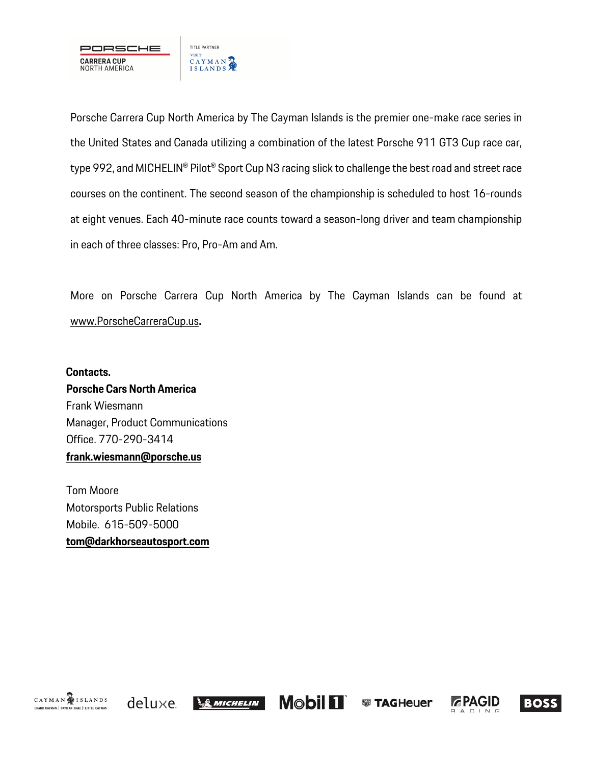Porsche Carrera Cup North America by The Cayman Islands is the premier one-make race series in the United States and Canada utilizing a combination of the latest Porsche 911 GT3 Cup race car, type 992, and MICHELIN® Pilot® Sport Cup N3 racing slick to challenge the best road and street race courses on the continent. The second season of the championship is scheduled to host 16-rounds at eight venues. Each 40-minute race counts toward a season-long driver and team championship in each of three classes: Pro, Pro-Am and Am.

More on Porsche Carrera Cup North America by The Cayman Islands can be found at www.PorscheCarreraCup.us.

**Contacts.**
**Porsche Cars North America**
Frank Wiesmann
Manager, Product Communications
Office. 770-290-3414
**frank.wiesmann@porsche.us**

Tom Moore
Motorsports Public Relations
Mobile. 615-509-5000
**tom@darkhorseautosport.com**